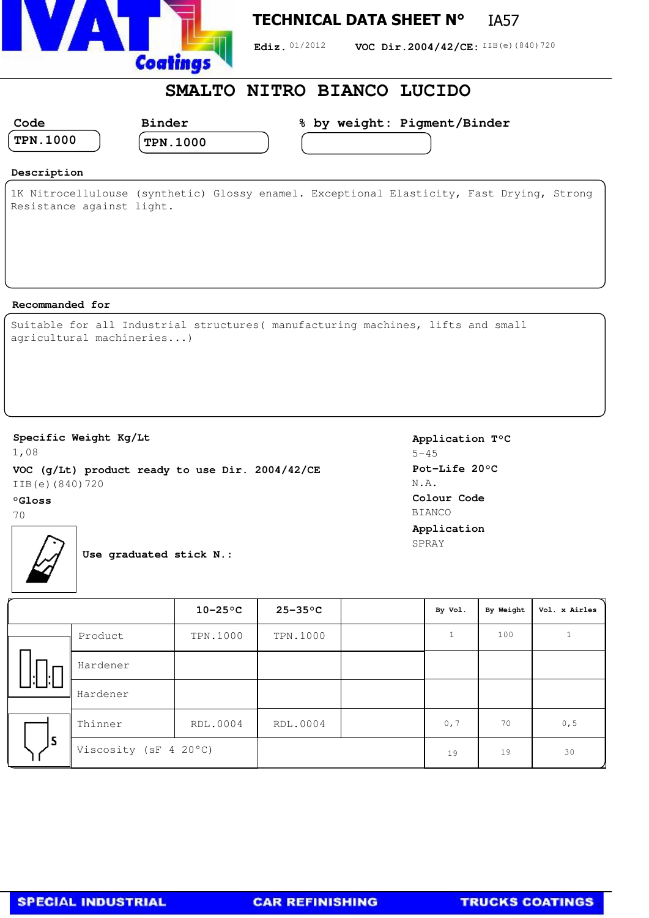# TECHNICAL DATA SHEET N° IA57

**Ediz.** 01/2012 **VOC Dir.2004/42/CE:** IIB(e)(840)720

## SMALTO NITRO BIANCO LUCIDO

**Code**
TPN.1000

**Binder**
TPN.1000

**% by weight: Pigment/Binder**

**Description**

1K Nitrocellulouse (synthetic) Glossy enamel. Exceptional Elasticity, Fast Drying, Strong Resistance against light.

**Recommanded for**

Suitable for all Industrial structures( manufacturing machines, lifts and small agricultural machineries...)

**Specific Weight Kg/Lt**
1,08

**VOC (g/Lt) product ready to use Dir. 2004/42/CE**
IIB(e)(840)720

**°Gloss**
70

**Use graduated stick N.:**

**Application T°C**
5-45

**Pot-Life 20°C**
N.A.

**Colour Code**
BIANCO

**Application**
SPRAY

| | 10-25°C | 25-35°C | | By Vol. | By Weight | Vol. x Airles |
|---|---|---|---|---|---|---|
| Product | TPN.1000 | TPN.1000 | | 1 | 100 | 1 |
| Hardener | | | | | | |
| Hardener | | | | | | |
| Thinner | RDL.0004 | RDL.0004 | | 0,7 | 70 | 0,5 |
| Viscosity (sF 4 20°C) | | | | 19 | 19 | 30 |

SPECIAL INDUSTRIAL CAR REFINISHING TRUCKS COATINGS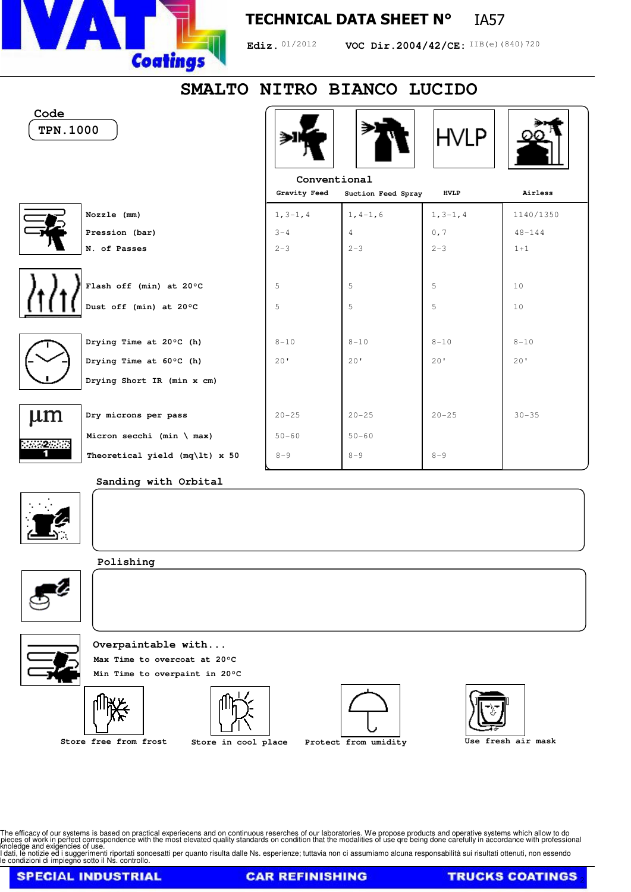# TECHNICAL DATA SHEET N° IA57

Ediz. 01/2012 VOC Dir.2004/42/CE: IIB(e)(840)720

## SMALTO NITRO BIANCO LUCIDO

Code

TPN.1000

| | Conventional Gravity Feed | Conventional Suction Feed Spray | HVLP | Airless |
|---|---|---|---|---|
| Nozzle (mm) | 1,3-1,4 | 1,4-1,6 | 1,3-1,4 | 1140/1350 |
| Pression (bar) | 3-4 | 4 | 0,7 | 48-144 |
| N. of Passes | 2-3 | 2-3 | 2-3 | 1+1 |
| Flash off (min) at 20°C | 5 | 5 | 5 | 10 |
| Dust off (min) at 20°C | 5 | 5 | 5 | 10 |
| Drying Time at 20°C (h) | 8-10 | 8-10 | 8-10 | 8-10 |
| Drying Time at 60°C (h) | 20' | 20' | 20' | 20' |
| Drying Short IR (min x cm) | | | | |
| Dry microns per pass | 20-25 | 20-25 | 20-25 | 30-35 |
| Micron secchi (min \ max) | 50-60 | 50-60 | | |
| Theoretical yield (mq\lt) x 50 | 8-9 | 8-9 | 8-9 | |

Sanding with Orbital

Polishing

Overpaintable with...

Max Time to overcoat at 20°C

Min Time to overpaint in 20°C

Store free from frost | Store in cool place | Protect from umidity | Use fresh air mask

The efficacy of our systems is based on practical experiecens and on continuous reserches of our laboratories. We propose products and operative systems which allow to do pieces of work in perfect correspondence with the most elevated quality standards on condition that the modalities of use qre being done carefully in accordance with professional knoledge and exigencies of use.
I dati, le notizie ed i suggerimenti riportati sonoesatti per quanto risulta dalle Ns. esperienze; tuttavia non ci assumiamo alcuna responsabilità sui risultati ottenuti, non essendo le condizioni di impiegno sotto il Ns. controllo.

SPECIAL INDUSTRIAL | CAR REFINISHING | TRUCKS COATINGS